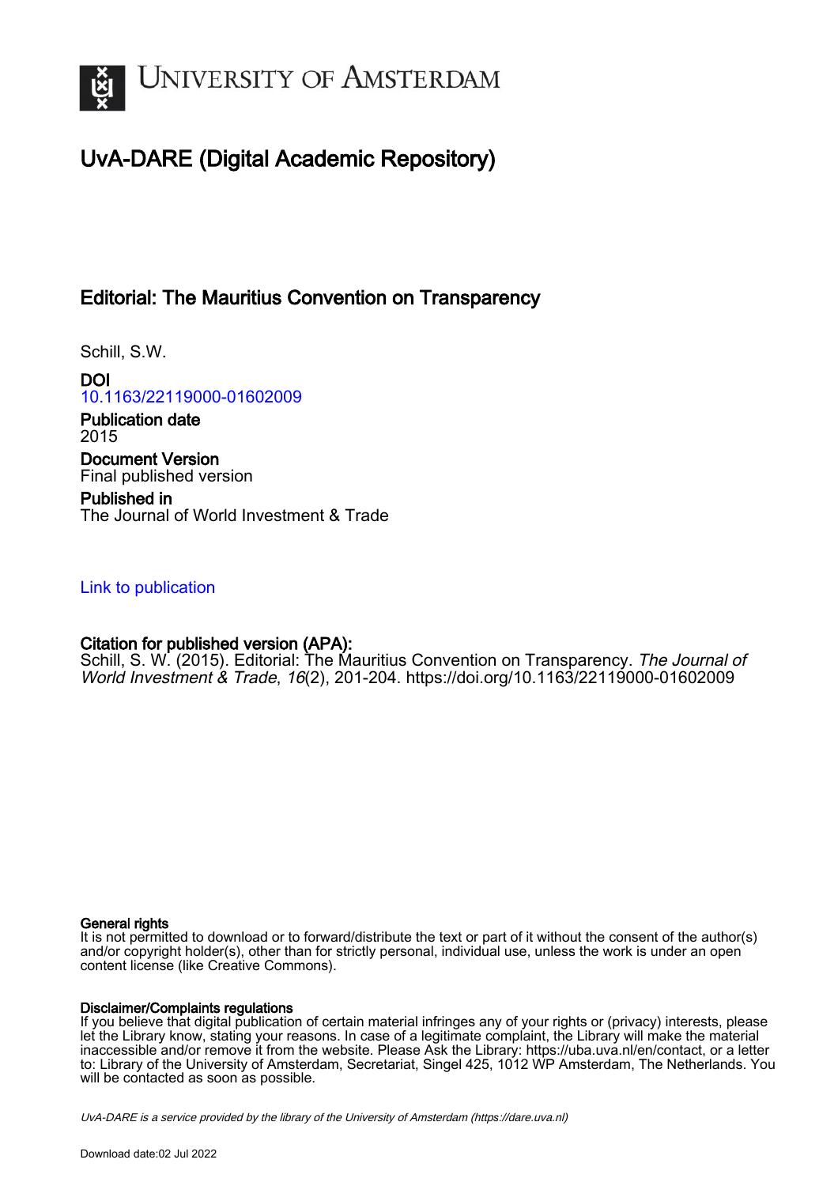UNIVERSITY OF AMSTERDAM

# UvA-DARE (Digital Academic Repository)

## Editorial: The Mauritius Convention on Transparency

Schill, S.W.

**DOI**
10.1163/22119000-01602009

**Publication date**
2015

**Document Version**
Final published version

**Published in**
The Journal of World Investment & Trade

Link to publication

**Citation for published version (APA):**
Schill, S. W. (2015). Editorial: The Mauritius Convention on Transparency. *The Journal of World Investment & Trade*, *16*(2), 201-204. https://doi.org/10.1163/22119000-01602009

**General rights**
It is not permitted to download or to forward/distribute the text or part of it without the consent of the author(s) and/or copyright holder(s), other than for strictly personal, individual use, unless the work is under an open content license (like Creative Commons).

**Disclaimer/Complaints regulations**
If you believe that digital publication of certain material infringes any of your rights or (privacy) interests, please let the Library know, stating your reasons. In case of a legitimate complaint, the Library will make the material inaccessible and/or remove it from the website. Please Ask the Library: https://uba.uva.nl/en/contact, or a letter to: Library of the University of Amsterdam, Secretariat, Singel 425, 1012 WP Amsterdam, The Netherlands. You will be contacted as soon as possible.

*UvA-DARE is a service provided by the library of the University of Amsterdam (https://dare.uva.nl)*

Download date:02 Jul 2022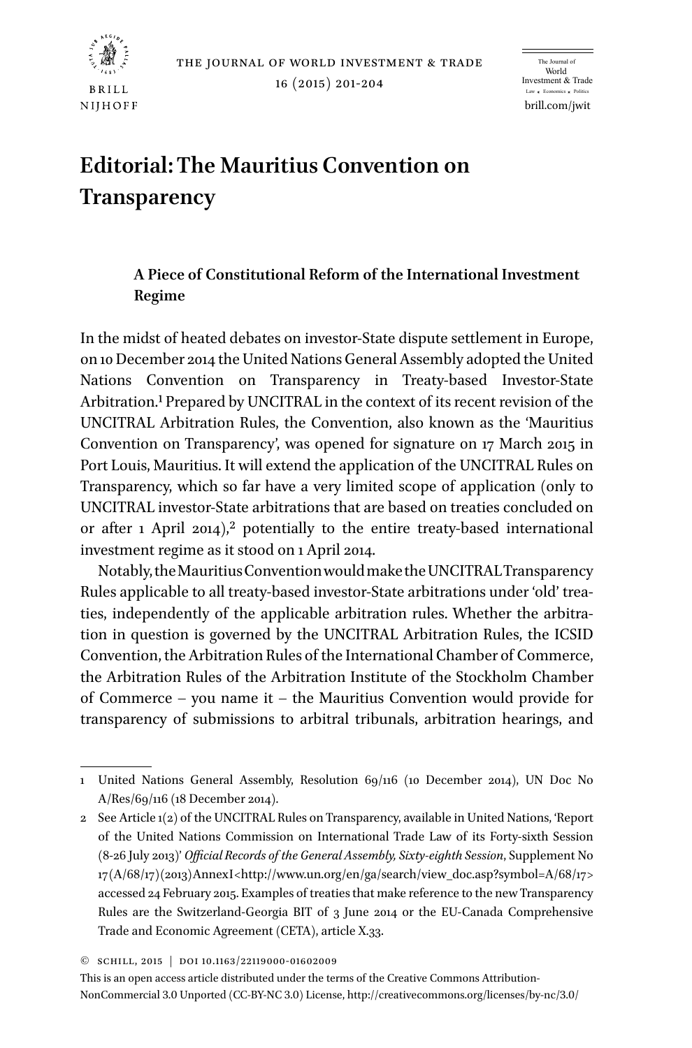# Editorial: The Mauritius Convention on Transparency

## A Piece of Constitutional Reform of the International Investment Regime

In the midst of heated debates on investor-State dispute settlement in Europe, on 10 December 2014 the United Nations General Assembly adopted the United Nations Convention on Transparency in Treaty-based Investor-State Arbitration.[1] Prepared by UNCITRAL in the context of its recent revision of the UNCITRAL Arbitration Rules, the Convention, also known as the 'Mauritius Convention on Transparency', was opened for signature on 17 March 2015 in Port Louis, Mauritius. It will extend the application of the UNCITRAL Rules on Transparency, which so far have a very limited scope of application (only to UNCITRAL investor-State arbitrations that are based on treaties concluded on or after 1 April 2014),[2] potentially to the entire treaty-based international investment regime as it stood on 1 April 2014.

Notably, the Mauritius Convention would make the UNCITRAL Transparency Rules applicable to all treaty-based investor-State arbitrations under 'old' treaties, independently of the applicable arbitration rules. Whether the arbitration in question is governed by the UNCITRAL Arbitration Rules, the ICSID Convention, the Arbitration Rules of the International Chamber of Commerce, the Arbitration Rules of the Arbitration Institute of the Stockholm Chamber of Commerce – you name it – the Mauritius Convention would provide for transparency of submissions to arbitral tribunals, arbitration hearings, and

---

1 United Nations General Assembly, Resolution 69/116 (10 December 2014), UN Doc No A/Res/69/116 (18 December 2014).

2 See Article 1(2) of the UNCITRAL Rules on Transparency, available in United Nations, 'Report of the United Nations Commission on International Trade Law of its Forty-sixth Session (8-26 July 2013)' *Official Records of the General Assembly, Sixty-eighth Session*, Supplement No 17(A/68/17)(2013)AnnexI<http://www.un.org/en/ga/search/view_doc.asp?symbol=A/68/17> accessed 24 February 2015. Examples of treaties that make reference to the new Transparency Rules are the Switzerland-Georgia BIT of 3 June 2014 or the EU-Canada Comprehensive Trade and Economic Agreement (CETA), article X.33.

© SCHILL, 2015 | DOI 10.1163/22119000-01602009

This is an open access article distributed under the terms of the Creative Commons Attribution-NonCommercial 3.0 Unported (CC-BY-NC 3.0) License, http://creativecommons.org/licenses/by-nc/3.0/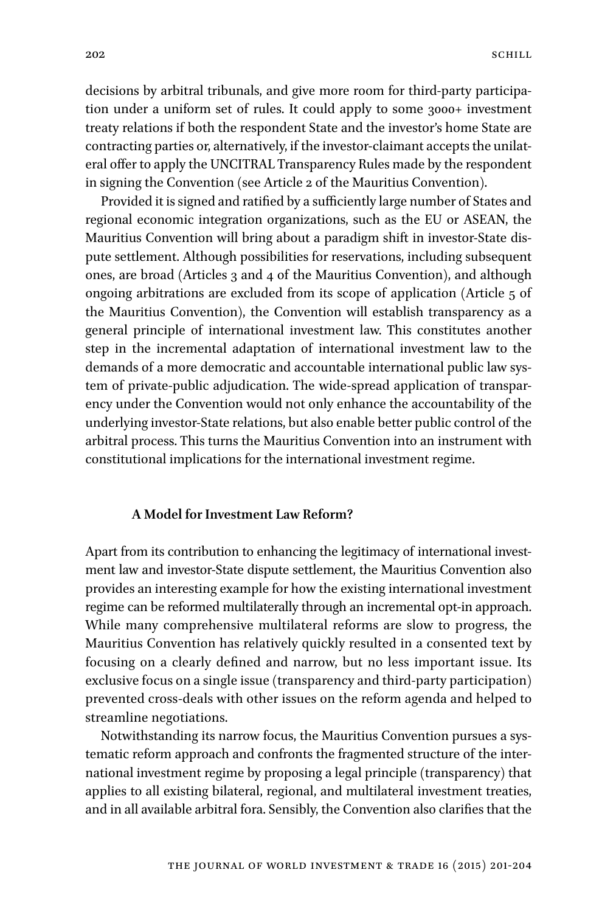decisions by arbitral tribunals, and give more room for third-party participation under a uniform set of rules. It could apply to some 3000+ investment treaty relations if both the respondent State and the investor's home State are contracting parties or, alternatively, if the investor-claimant accepts the unilateral offer to apply the UNCITRAL Transparency Rules made by the respondent in signing the Convention (see Article 2 of the Mauritius Convention).

Provided it is signed and ratified by a sufficiently large number of States and regional economic integration organizations, such as the EU or ASEAN, the Mauritius Convention will bring about a paradigm shift in investor-State dispute settlement. Although possibilities for reservations, including subsequent ones, are broad (Articles 3 and 4 of the Mauritius Convention), and although ongoing arbitrations are excluded from its scope of application (Article 5 of the Mauritius Convention), the Convention will establish transparency as a general principle of international investment law. This constitutes another step in the incremental adaptation of international investment law to the demands of a more democratic and accountable international public law system of private-public adjudication. The wide-spread application of transparency under the Convention would not only enhance the accountability of the underlying investor-State relations, but also enable better public control of the arbitral process. This turns the Mauritius Convention into an instrument with constitutional implications for the international investment regime.

### A Model for Investment Law Reform?

Apart from its contribution to enhancing the legitimacy of international investment law and investor-State dispute settlement, the Mauritius Convention also provides an interesting example for how the existing international investment regime can be reformed multilaterally through an incremental opt-in approach. While many comprehensive multilateral reforms are slow to progress, the Mauritius Convention has relatively quickly resulted in a consented text by focusing on a clearly defined and narrow, but no less important issue. Its exclusive focus on a single issue (transparency and third-party participation) prevented cross-deals with other issues on the reform agenda and helped to streamline negotiations.

Notwithstanding its narrow focus, the Mauritius Convention pursues a systematic reform approach and confronts the fragmented structure of the international investment regime by proposing a legal principle (transparency) that applies to all existing bilateral, regional, and multilateral investment treaties, and in all available arbitral fora. Sensibly, the Convention also clarifies that the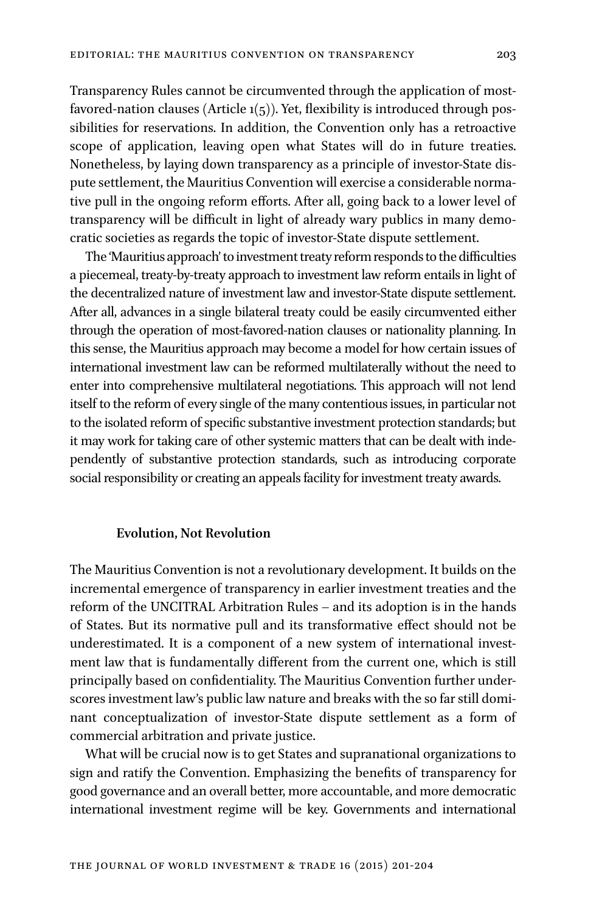Transparency Rules cannot be circumvented through the application of most-favored-nation clauses (Article 1(5)). Yet, flexibility is introduced through possibilities for reservations. In addition, the Convention only has a retroactive scope of application, leaving open what States will do in future treaties. Nonetheless, by laying down transparency as a principle of investor-State dispute settlement, the Mauritius Convention will exercise a considerable normative pull in the ongoing reform efforts. After all, going back to a lower level of transparency will be difficult in light of already wary publics in many democratic societies as regards the topic of investor-State dispute settlement.

The 'Mauritius approach' to investment treaty reform responds to the difficulties a piecemeal, treaty-by-treaty approach to investment law reform entails in light of the decentralized nature of investment law and investor-State dispute settlement. After all, advances in a single bilateral treaty could be easily circumvented either through the operation of most-favored-nation clauses or nationality planning. In this sense, the Mauritius approach may become a model for how certain issues of international investment law can be reformed multilaterally without the need to enter into comprehensive multilateral negotiations. This approach will not lend itself to the reform of every single of the many contentious issues, in particular not to the isolated reform of specific substantive investment protection standards; but it may work for taking care of other systemic matters that can be dealt with independently of substantive protection standards, such as introducing corporate social responsibility or creating an appeals facility for investment treaty awards.

## Evolution, Not Revolution

The Mauritius Convention is not a revolutionary development. It builds on the incremental emergence of transparency in earlier investment treaties and the reform of the UNCITRAL Arbitration Rules – and its adoption is in the hands of States. But its normative pull and its transformative effect should not be underestimated. It is a component of a new system of international investment law that is fundamentally different from the current one, which is still principally based on confidentiality. The Mauritius Convention further underscores investment law's public law nature and breaks with the so far still dominant conceptualization of investor-State dispute settlement as a form of commercial arbitration and private justice.

What will be crucial now is to get States and supranational organizations to sign and ratify the Convention. Emphasizing the benefits of transparency for good governance and an overall better, more accountable, and more democratic international investment regime will be key. Governments and international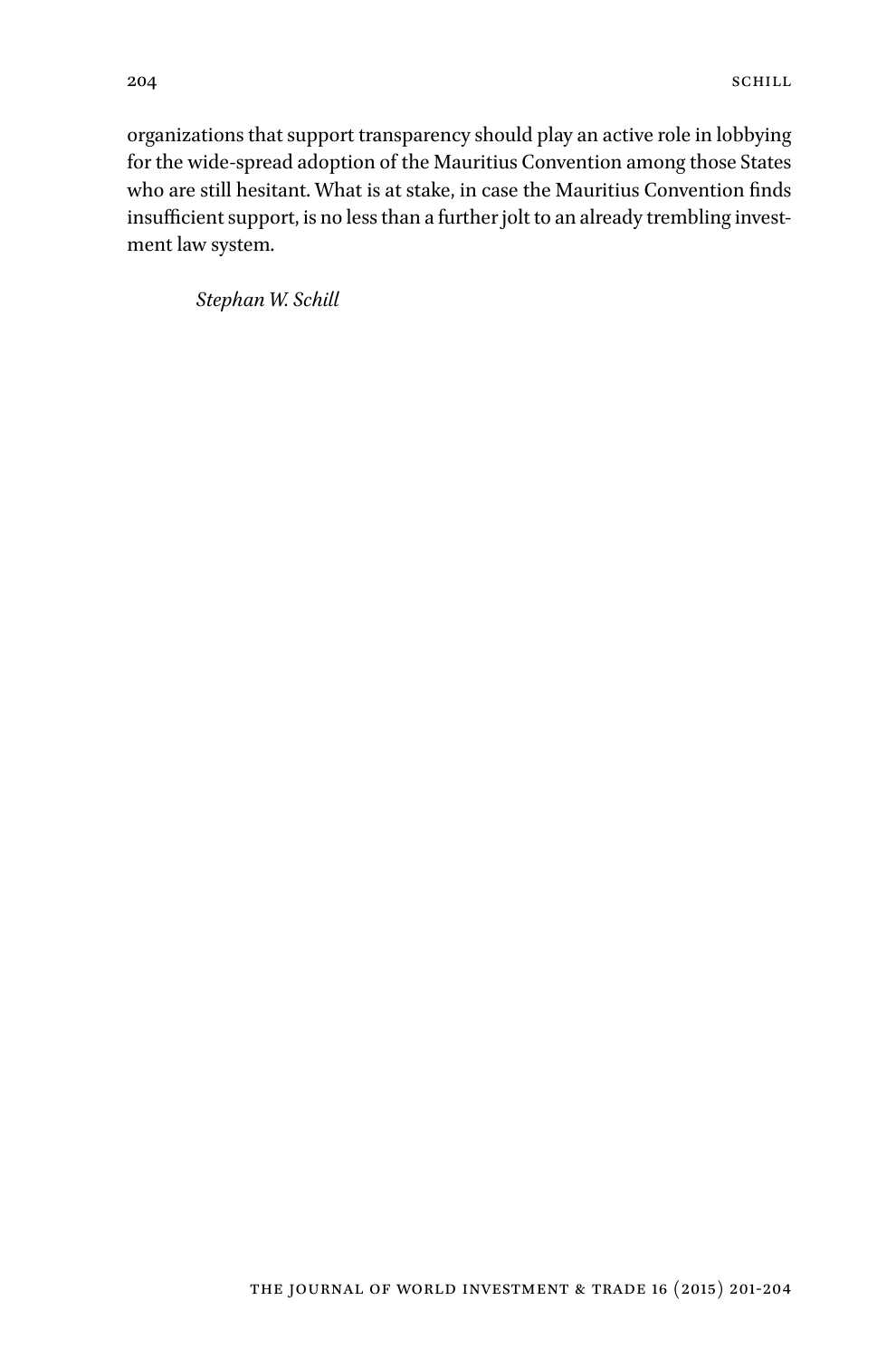organizations that support transparency should play an active role in lobbying for the wide-spread adoption of the Mauritius Convention among those States who are still hesitant. What is at stake, in case the Mauritius Convention finds insufficient support, is no less than a further jolt to an already trembling investment law system.

*Stephan W. Schill*